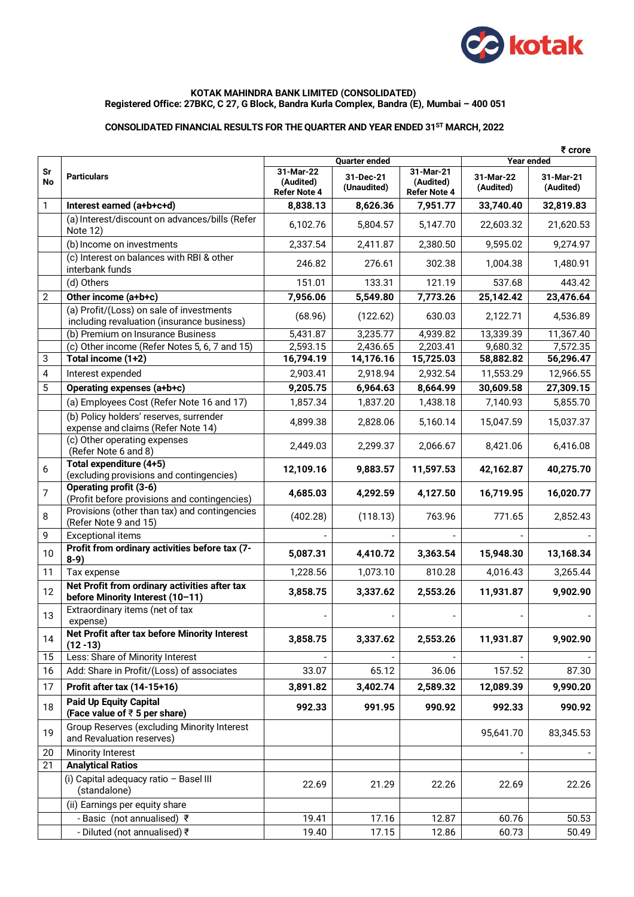**KOTAK MAHINDRA BANK LIMITED (CONSOLIDATED)**
**Registered Office: 27BKC, C 27, G Block, Bandra Kurla Complex, Bandra (E), Mumbai – 400 051**

**CONSOLIDATED FINANCIAL RESULTS FOR THE QUARTER AND YEAR ENDED 31ST MARCH, 2022**

₹ crore

| Sr No | Particulars | Quarter ended | | | Year ended | |
|---|---|---|---|---|---|---|
| | | 31-Mar-22 (Audited) Refer Note 4 | 31-Dec-21 (Unaudited) | 31-Mar-21 (Audited) Refer Note 4 | 31-Mar-22 (Audited) | 31-Mar-21 (Audited) |
| 1 | **Interest earned (a+b+c+d)** | **8,838.13** | **8,626.36** | **7,951.77** | **33,740.40** | **32,819.83** |
| | (a) Interest/discount on advances/bills (Refer Note 12) | 6,102.76 | 5,804.57 | 5,147.70 | 22,603.32 | 21,620.53 |
| | (b) Income on investments | 2,337.54 | 2,411.87 | 2,380.50 | 9,595.02 | 9,274.97 |
| | (c) Interest on balances with RBI & other interbank funds | 246.82 | 276.61 | 302.38 | 1,004.38 | 1,480.91 |
| | (d) Others | 151.01 | 133.31 | 121.19 | 537.68 | 443.42 |
| 2 | **Other income (a+b+c)** | **7,956.06** | **5,549.80** | **7,773.26** | **25,142.42** | **23,476.64** |
| | (a) Profit/(Loss) on sale of investments including revaluation (insurance business) | (68.96) | (122.62) | 630.03 | 2,122.71 | 4,536.89 |
| | (b) Premium on Insurance Business | 5,431.87 | 3,235.77 | 4,939.82 | 13,339.39 | 11,367.40 |
| | (c) Other income (Refer Notes 5, 6, 7 and 15) | 2,593.15 | 2,436.65 | 2,203.41 | 9,680.32 | 7,572.35 |
| 3 | **Total income (1+2)** | **16,794.19** | **14,176.16** | **15,725.03** | **58,882.82** | **56,296.47** |
| 4 | Interest expended | 2,903.41 | 2,918.94 | 2,932.54 | 11,553.29 | 12,966.55 |
| 5 | **Operating expenses (a+b+c)** | **9,205.75** | **6,964.63** | **8,664.99** | **30,609.58** | **27,309.15** |
| | (a) Employees Cost (Refer Note 16 and 17) | 1,857.34 | 1,837.20 | 1,438.18 | 7,140.93 | 5,855.70 |
| | (b) Policy holders' reserves, surrender expense and claims (Refer Note 14) | 4,899.38 | 2,828.06 | 5,160.14 | 15,047.59 | 15,037.37 |
| | (c) Other operating expenses (Refer Note 6 and 8) | 2,449.03 | 2,299.37 | 2,066.67 | 8,421.06 | 6,416.08 |
| 6 | **Total expenditure (4+5)** (excluding provisions and contingencies) | **12,109.16** | **9,883.57** | **11,597.53** | **42,162.87** | **40,275.70** |
| 7 | **Operating profit (3-6)** (Profit before provisions and contingencies) | **4,685.03** | **4,292.59** | **4,127.50** | **16,719.95** | **16,020.77** |
| 8 | Provisions (other than tax) and contingencies (Refer Note 9 and 15) | (402.28) | (118.13) | 763.96 | 771.65 | 2,852.43 |
| 9 | Exceptional items | - | - | - | - | - |
| 10 | **Profit from ordinary activities before tax (7-8-9)** | **5,087.31** | **4,410.72** | **3,363.54** | **15,948.30** | **13,168.34** |
| 11 | Tax expense | 1,228.56 | 1,073.10 | 810.28 | 4,016.43 | 3,265.44 |
| 12 | **Net Profit from ordinary activities after tax before Minority Interest (10–11)** | **3,858.75** | **3,337.62** | **2,553.26** | **11,931.87** | **9,902.90** |
| 13 | Extraordinary items (net of tax expense) | - | - | - | - | - |
| 14 | **Net Profit after tax before Minority Interest (12 -13)** | **3,858.75** | **3,337.62** | **2,553.26** | **11,931.87** | **9,902.90** |
| 15 | Less: Share of Minority Interest | - | - | - | - | - |
| 16 | Add: Share in Profit/(Loss) of associates | 33.07 | 65.12 | 36.06 | 157.52 | 87.30 |
| 17 | **Profit after tax (14-15+16)** | **3,891.82** | **3,402.74** | **2,589.32** | **12,089.39** | **9,990.20** |
| 18 | **Paid Up Equity Capital (Face value of ₹ 5 per share)** | **992.33** | **991.95** | **990.92** | **992.33** | **990.92** |
| 19 | Group Reserves (excluding Minority Interest and Revaluation reserves) | | | | 95,641.70 | 83,345.53 |
| 20 | Minority Interest | | | | - | - |
| 21 | **Analytical Ratios** | | | | | |
| | (i) Capital adequacy ratio – Basel III (standalone) | 22.69 | 21.29 | 22.26 | 22.69 | 22.26 |
| | (ii) Earnings per equity share | | | | | |
| | - Basic (not annualised) ₹ | 19.41 | 17.16 | 12.87 | 60.76 | 50.53 |
| | - Diluted (not annualised) ₹ | 19.40 | 17.15 | 12.86 | 60.73 | 50.49 |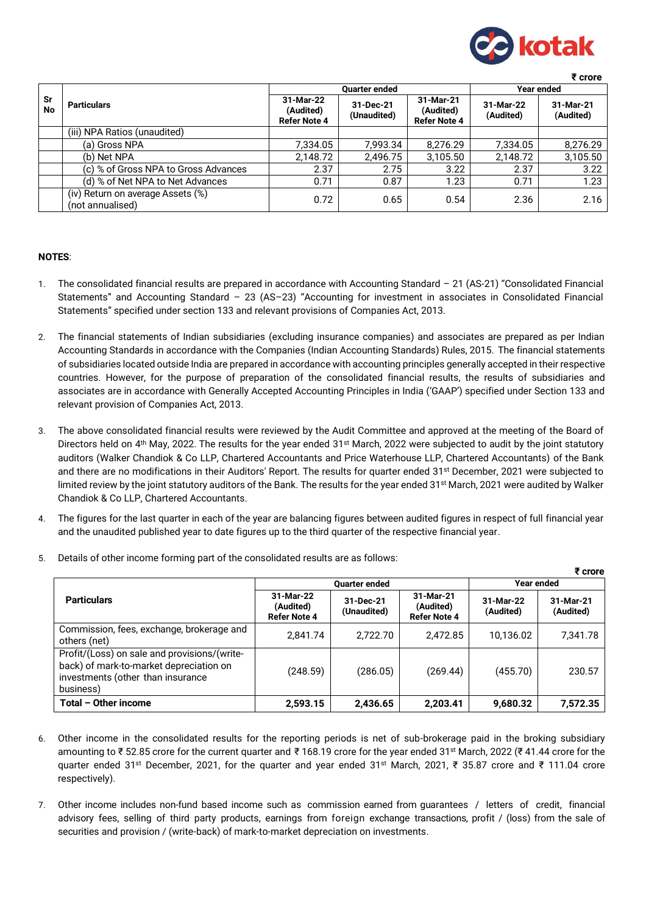₹ crore

| Sr No | Particulars | Quarter ended | | | Year ended | |
|---|---|---|---|---|---|---|
| | | 31-Mar-22 (Audited) Refer Note 4 | 31-Dec-21 (Unaudited) | 31-Mar-21 (Audited) Refer Note 4 | 31-Mar-22 (Audited) | 31-Mar-21 (Audited) |
| | (iii) NPA Ratios (unaudited) | | | | | |
| | (a) Gross NPA | 7,334.05 | 7,993.34 | 8,276.29 | 7,334.05 | 8,276.29 |
| | (b) Net NPA | 2,148.72 | 2,496.75 | 3,105.50 | 2,148.72 | 3,105.50 |
| | (c) % of Gross NPA to Gross Advances | 2.37 | 2.75 | 3.22 | 2.37 | 3.22 |
| | (d) % of Net NPA to Net Advances | 0.71 | 0.87 | 1.23 | 0.71 | 1.23 |
| | (iv) Return on average Assets (%) (not annualised) | 0.72 | 0.65 | 0.54 | 2.36 | 2.16 |

**NOTES**:

1. The consolidated financial results are prepared in accordance with Accounting Standard – 21 (AS-21) "Consolidated Financial Statements" and Accounting Standard – 23 (AS–23) "Accounting for investment in associates in Consolidated Financial Statements" specified under section 133 and relevant provisions of Companies Act, 2013.

2. The financial statements of Indian subsidiaries (excluding insurance companies) and associates are prepared as per Indian Accounting Standards in accordance with the Companies (Indian Accounting Standards) Rules, 2015. The financial statements of subsidiaries located outside India are prepared in accordance with accounting principles generally accepted in their respective countries. However, for the purpose of preparation of the consolidated financial results, the results of subsidiaries and associates are in accordance with Generally Accepted Accounting Principles in India ('GAAP') specified under Section 133 and relevant provision of Companies Act, 2013.

3. The above consolidated financial results were reviewed by the Audit Committee and approved at the meeting of the Board of Directors held on 4th May, 2022. The results for the year ended 31st March, 2022 were subjected to audit by the joint statutory auditors (Walker Chandiok & Co LLP, Chartered Accountants and Price Waterhouse LLP, Chartered Accountants) of the Bank and there are no modifications in their Auditors' Report. The results for quarter ended 31st December, 2021 were subjected to limited review by the joint statutory auditors of the Bank. The results for the year ended 31st March, 2021 were audited by Walker Chandiok & Co LLP, Chartered Accountants.

4. The figures for the last quarter in each of the year are balancing figures between audited figures in respect of full financial year and the unaudited published year to date figures up to the third quarter of the respective financial year.

5. Details of other income forming part of the consolidated results are as follows:

₹ crore

| Particulars | Quarter ended | | | Year ended | |
|---|---|---|---|---|---|
| | 31-Mar-22 (Audited) Refer Note 4 | 31-Dec-21 (Unaudited) | 31-Mar-21 (Audited) Refer Note 4 | 31-Mar-22 (Audited) | 31-Mar-21 (Audited) |
| Commission, fees, exchange, brokerage and others (net) | 2,841.74 | 2,722.70 | 2,472.85 | 10,136.02 | 7,341.78 |
| Profit/(Loss) on sale and provisions/(write-back) of mark-to-market depreciation on investments (other than insurance business) | (248.59) | (286.05) | (269.44) | (455.70) | 230.57 |
| **Total – Other income** | **2,593.15** | **2,436.65** | **2,203.41** | **9,680.32** | **7,572.35** |

6. Other income in the consolidated results for the reporting periods is net of sub-brokerage paid in the broking subsidiary amounting to ₹ 52.85 crore for the current quarter and ₹ 168.19 crore for the year ended 31st March, 2022 (₹ 41.44 crore for the quarter ended 31st December, 2021, for the quarter and year ended 31st March, 2021, ₹ 35.87 crore and ₹ 111.04 crore respectively).

7. Other income includes non-fund based income such as commission earned from guarantees / letters of credit, financial advisory fees, selling of third party products, earnings from foreign exchange transactions, profit / (loss) from the sale of securities and provision / (write-back) of mark-to-market depreciation on investments.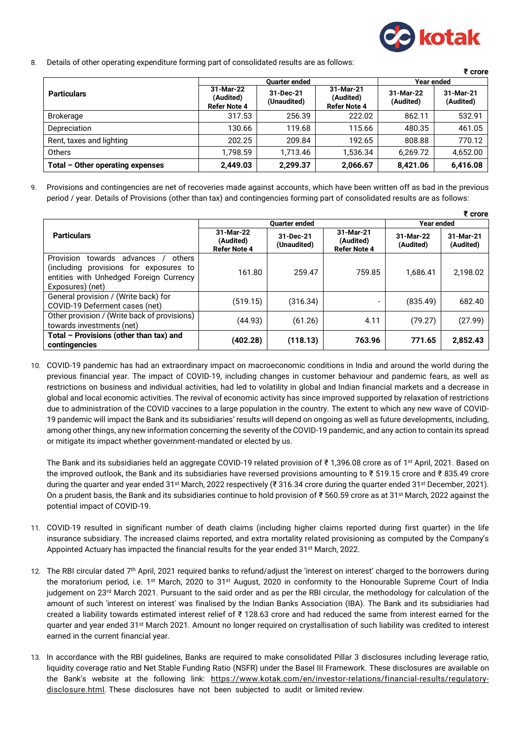8. Details of other operating expenditure forming part of consolidated results are as follows:

₹ crore

| Particulars | Quarter ended | | | Year ended | |
|---|---|---|---|---|---|
| | 31-Mar-22 (Audited) Refer Note 4 | 31-Dec-21 (Unaudited) | 31-Mar-21 (Audited) Refer Note 4 | 31-Mar-22 (Audited) | 31-Mar-21 (Audited) |
| Brokerage | 317.53 | 256.39 | 222.02 | 862.11 | 532.91 |
| Depreciation | 130.66 | 119.68 | 115.66 | 480.35 | 461.05 |
| Rent, taxes and lighting | 202.25 | 209.84 | 192.65 | 808.88 | 770.12 |
| Others | 1,798.59 | 1,713.46 | 1,536.34 | 6,269.72 | 4,652.00 |
| **Total – Other operating expenses** | **2,449.03** | **2,299.37** | **2,066.67** | **8,421.06** | **6,416.08** |

9. Provisions and contingencies are net of recoveries made against accounts, which have been written off as bad in the previous period / year. Details of Provisions (other than tax) and contingencies forming part of consolidated results are as follows:

₹ crore

| Particulars | Quarter ended | | | Year ended | |
|---|---|---|---|---|---|
| | 31-Mar-22 (Audited) Refer Note 4 | 31-Dec-21 (Unaudited) | 31-Mar-21 (Audited) Refer Note 4 | 31-Mar-22 (Audited) | 31-Mar-21 (Audited) |
| Provision towards advances / others (including provisions for exposures to entities with Unhedged Foreign Currency Exposures) (net) | 161.80 | 259.47 | 759.85 | 1,686.41 | 2,198.02 |
| General provision / (Write back) for COVID-19 Deferment cases (net) | (519.15) | (316.34) | - | (835.49) | 682.40 |
| Other provision / (Write back of provisions) towards investments (net) | (44.93) | (61.26) | 4.11 | (79.27) | (27.99) |
| **Total – Provisions (other than tax) and contingencies** | **(402.28)** | **(118.13)** | **763.96** | **771.65** | **2,852.43** |

10. COVID-19 pandemic has had an extraordinary impact on macroeconomic conditions in India and around the world during the previous financial year. The impact of COVID-19, including changes in customer behaviour and pandemic fears, as well as restrictions on business and individual activities, had led to volatility in global and Indian financial markets and a decrease in global and local economic activities. The revival of economic activity has since improved supported by relaxation of restrictions due to administration of the COVID vaccines to a large population in the country. The extent to which any new wave of COVID-19 pandemic will impact the Bank and its subsidiaries' results will depend on ongoing as well as future developments, including, among other things, any new information concerning the severity of the COVID-19 pandemic, and any action to contain its spread or mitigate its impact whether government-mandated or elected by us.

    The Bank and its subsidiaries held an aggregate COVID-19 related provision of ₹ 1,396.08 crore as of 1st April, 2021. Based on the improved outlook, the Bank and its subsidiaries have reversed provisions amounting to ₹ 519.15 crore and ₹ 835.49 crore during the quarter and year ended 31st March, 2022 respectively (₹ 316.34 crore during the quarter ended 31st December, 2021). On a prudent basis, the Bank and its subsidiaries continue to hold provision of ₹ 560.59 crore as at 31st March, 2022 against the potential impact of COVID-19.

11. COVID-19 resulted in significant number of death claims (including higher claims reported during first quarter) in the life insurance subsidiary. The increased claims reported, and extra mortality related provisioning as computed by the Company's Appointed Actuary has impacted the financial results for the year ended 31st March, 2022.

12. The RBI circular dated 7th April, 2021 required banks to refund/adjust the 'interest on interest' charged to the borrowers during the moratorium period, i.e. 1st March, 2020 to 31st August, 2020 in conformity to the Honourable Supreme Court of India judgement on 23rd March 2021. Pursuant to the said order and as per the RBI circular, the methodology for calculation of the amount of such 'interest on interest' was finalised by the Indian Banks Association (IBA). The Bank and its subsidiaries had created a liability towards estimated interest relief of ₹ 128.63 crore and had reduced the same from interest earned for the quarter and year ended 31st March 2021. Amount no longer required on crystallisation of such liability was credited to interest earned in the current financial year.

13. In accordance with the RBI guidelines, Banks are required to make consolidated Pillar 3 disclosures including leverage ratio, liquidity coverage ratio and Net Stable Funding Ratio (NSFR) under the Basel III Framework. These disclosures are available on the Bank's website at the following link: https://www.kotak.com/en/investor-relations/financial-results/regulatory-disclosure.html. These disclosures have not been subjected to audit or limited review.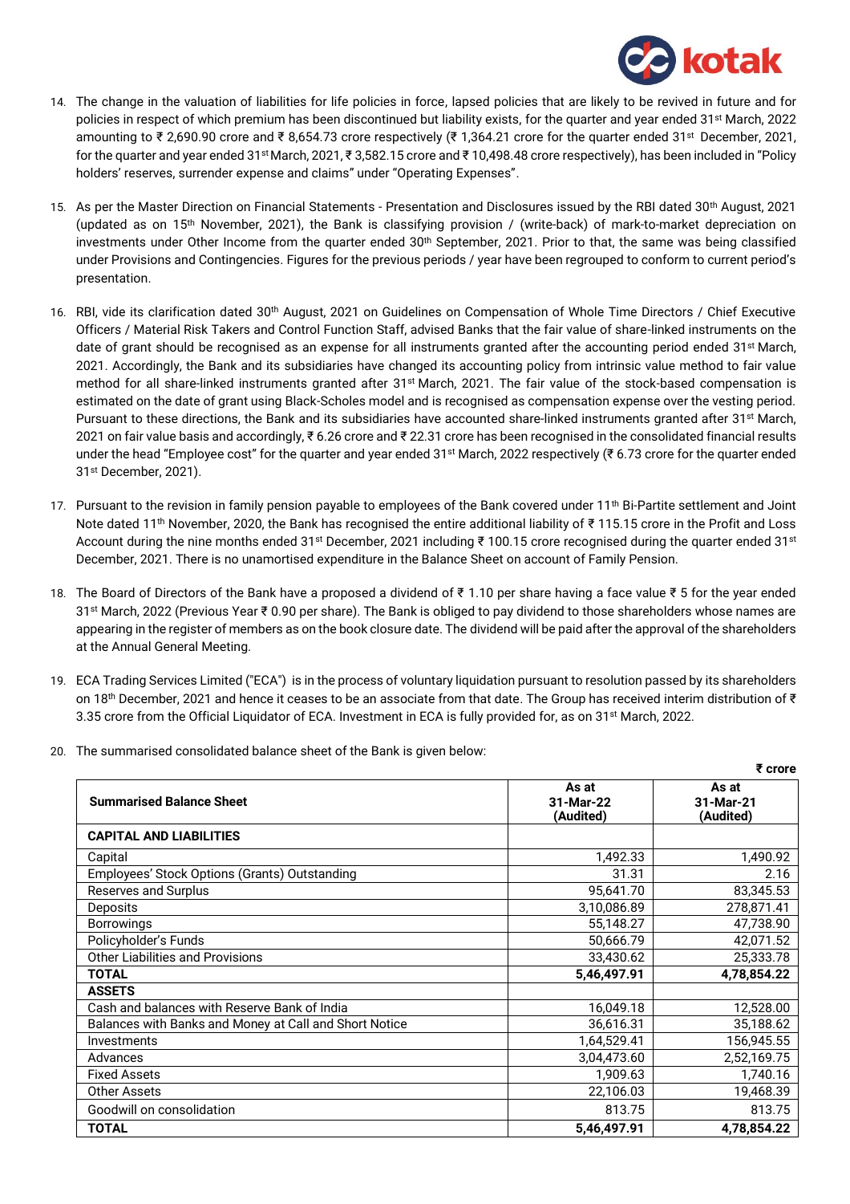14. The change in the valuation of liabilities for life policies in force, lapsed policies that are likely to be revived in future and for policies in respect of which premium has been discontinued but liability exists, for the quarter and year ended 31st March, 2022 amounting to ₹ 2,690.90 crore and ₹ 8,654.73 crore respectively (₹ 1,364.21 crore for the quarter ended 31st December, 2021, for the quarter and year ended 31st March, 2021, ₹ 3,582.15 crore and ₹ 10,498.48 crore respectively), has been included in "Policy holders' reserves, surrender expense and claims" under "Operating Expenses".

15. As per the Master Direction on Financial Statements - Presentation and Disclosures issued by the RBI dated 30th August, 2021 (updated as on 15th November, 2021), the Bank is classifying provision / (write-back) of mark-to-market depreciation on investments under Other Income from the quarter ended 30th September, 2021. Prior to that, the same was being classified under Provisions and Contingencies. Figures for the previous periods / year have been regrouped to conform to current period's presentation.

16. RBI, vide its clarification dated 30th August, 2021 on Guidelines on Compensation of Whole Time Directors / Chief Executive Officers / Material Risk Takers and Control Function Staff, advised Banks that the fair value of share-linked instruments on the date of grant should be recognised as an expense for all instruments granted after the accounting period ended 31st March, 2021. Accordingly, the Bank and its subsidiaries have changed its accounting policy from intrinsic value method to fair value method for all share-linked instruments granted after 31st March, 2021. The fair value of the stock-based compensation is estimated on the date of grant using Black-Scholes model and is recognised as compensation expense over the vesting period. Pursuant to these directions, the Bank and its subsidiaries have accounted share-linked instruments granted after 31st March, 2021 on fair value basis and accordingly, ₹ 6.26 crore and ₹ 22.31 crore has been recognised in the consolidated financial results under the head "Employee cost" for the quarter and year ended 31st March, 2022 respectively (₹ 6.73 crore for the quarter ended 31st December, 2021).

17. Pursuant to the revision in family pension payable to employees of the Bank covered under 11th Bi-Partite settlement and Joint Note dated 11th November, 2020, the Bank has recognised the entire additional liability of ₹ 115.15 crore in the Profit and Loss Account during the nine months ended 31st December, 2021 including ₹ 100.15 crore recognised during the quarter ended 31st December, 2021. There is no unamortised expenditure in the Balance Sheet on account of Family Pension.

18. The Board of Directors of the Bank have a proposed a dividend of ₹ 1.10 per share having a face value ₹ 5 for the year ended 31st March, 2022 (Previous Year ₹ 0.90 per share). The Bank is obliged to pay dividend to those shareholders whose names are appearing in the register of members as on the book closure date. The dividend will be paid after the approval of the shareholders at the Annual General Meeting.

19. ECA Trading Services Limited ("ECA") is in the process of voluntary liquidation pursuant to resolution passed by its shareholders on 18th December, 2021 and hence it ceases to be an associate from that date. The Group has received interim distribution of ₹ 3.35 crore from the Official Liquidator of ECA. Investment in ECA is fully provided for, as on 31st March, 2022.

20. The summarised consolidated balance sheet of the Bank is given below:

₹ crore

| Summarised Balance Sheet | As at 31-Mar-22 (Audited) | As at 31-Mar-21 (Audited) |
|---|---|---|
| **CAPITAL AND LIABILITIES** | | |
| Capital | 1,492.33 | 1,490.92 |
| Employees' Stock Options (Grants) Outstanding | 31.31 | 2.16 |
| Reserves and Surplus | 95,641.70 | 83,345.53 |
| Deposits | 3,10,086.89 | 278,871.41 |
| Borrowings | 55,148.27 | 47,738.90 |
| Policyholder's Funds | 50,666.79 | 42,071.52 |
| Other Liabilities and Provisions | 33,430.62 | 25,333.78 |
| **TOTAL** | **5,46,497.91** | **4,78,854.22** |
| **ASSETS** | | |
| Cash and balances with Reserve Bank of India | 16,049.18 | 12,528.00 |
| Balances with Banks and Money at Call and Short Notice | 36,616.31 | 35,188.62 |
| Investments | 1,64,529.41 | 156,945.55 |
| Advances | 3,04,473.60 | 2,52,169.75 |
| Fixed Assets | 1,909.63 | 1,740.16 |
| Other Assets | 22,106.03 | 19,468.39 |
| Goodwill on consolidation | 813.75 | 813.75 |
| **TOTAL** | **5,46,497.91** | **4,78,854.22** |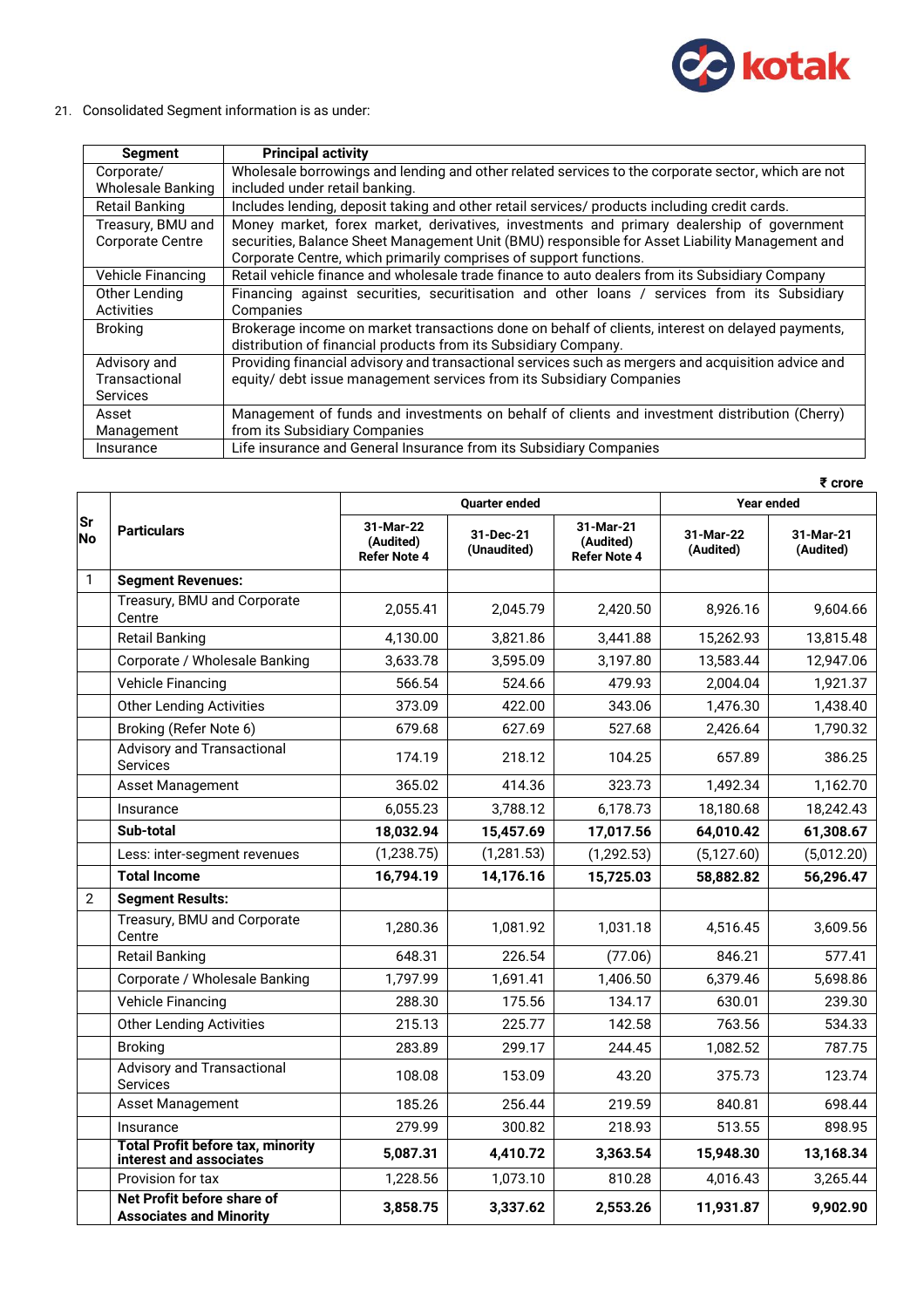21. Consolidated Segment information is as under:

| Segment | Principal activity |
|---|---|
| Corporate/ Wholesale Banking | Wholesale borrowings and lending and other related services to the corporate sector, which are not included under retail banking. |
| Retail Banking | Includes lending, deposit taking and other retail services/ products including credit cards. |
| Treasury, BMU and Corporate Centre | Money market, forex market, derivatives, investments and primary dealership of government securities, Balance Sheet Management Unit (BMU) responsible for Asset Liability Management and Corporate Centre, which primarily comprises of support functions. |
| Vehicle Financing | Retail vehicle finance and wholesale trade finance to auto dealers from its Subsidiary Company |
| Other Lending Activities | Financing against securities, securitisation and other loans / services from its Subsidiary Companies |
| Broking | Brokerage income on market transactions done on behalf of clients, interest on delayed payments, distribution of financial products from its Subsidiary Company. |
| Advisory and Transactional Services | Providing financial advisory and transactional services such as mergers and acquisition advice and equity/ debt issue management services from its Subsidiary Companies |
| Asset Management | Management of funds and investments on behalf of clients and investment distribution (Cherry) from its Subsidiary Companies |
| Insurance | Life insurance and General Insurance from its Subsidiary Companies |

₹ crore

| Sr No | Particulars | Quarter ended | | | Year ended | |
|---|---|---|---|---|---|---|
| | | 31-Mar-22 (Audited) Refer Note 4 | 31-Dec-21 (Unaudited) | 31-Mar-21 (Audited) Refer Note 4 | 31-Mar-22 (Audited) | 31-Mar-21 (Audited) |
| 1 | **Segment Revenues:** | | | | | |
| | Treasury, BMU and Corporate Centre | 2,055.41 | 2,045.79 | 2,420.50 | 8,926.16 | 9,604.66 |
| | Retail Banking | 4,130.00 | 3,821.86 | 3,441.88 | 15,262.93 | 13,815.48 |
| | Corporate / Wholesale Banking | 3,633.78 | 3,595.09 | 3,197.80 | 13,583.44 | 12,947.06 |
| | Vehicle Financing | 566.54 | 524.66 | 479.93 | 2,004.04 | 1,921.37 |
| | Other Lending Activities | 373.09 | 422.00 | 343.06 | 1,476.30 | 1,438.40 |
| | Broking (Refer Note 6) | 679.68 | 627.69 | 527.68 | 2,426.64 | 1,790.32 |
| | Advisory and Transactional Services | 174.19 | 218.12 | 104.25 | 657.89 | 386.25 |
| | Asset Management | 365.02 | 414.36 | 323.73 | 1,492.34 | 1,162.70 |
| | Insurance | 6,055.23 | 3,788.12 | 6,178.73 | 18,180.68 | 18,242.43 |
| | **Sub-total** | **18,032.94** | **15,457.69** | **17,017.56** | **64,010.42** | **61,308.67** |
| | Less: inter-segment revenues | (1,238.75) | (1,281.53) | (1,292.53) | (5,127.60) | (5,012.20) |
| | **Total Income** | **16,794.19** | **14,176.16** | **15,725.03** | **58,882.82** | **56,296.47** |
| 2 | **Segment Results:** | | | | | |
| | Treasury, BMU and Corporate Centre | 1,280.36 | 1,081.92 | 1,031.18 | 4,516.45 | 3,609.56 |
| | Retail Banking | 648.31 | 226.54 | (77.06) | 846.21 | 577.41 |
| | Corporate / Wholesale Banking | 1,797.99 | 1,691.41 | 1,406.50 | 6,379.46 | 5,698.86 |
| | Vehicle Financing | 288.30 | 175.56 | 134.17 | 630.01 | 239.30 |
| | Other Lending Activities | 215.13 | 225.77 | 142.58 | 763.56 | 534.33 |
| | Broking | 283.89 | 299.17 | 244.45 | 1,082.52 | 787.75 |
| | Advisory and Transactional Services | 108.08 | 153.09 | 43.20 | 375.73 | 123.74 |
| | Asset Management | 185.26 | 256.44 | 219.59 | 840.81 | 698.44 |
| | Insurance | 279.99 | 300.82 | 218.93 | 513.55 | 898.95 |
| | **Total Profit before tax, minority interest and associates** | **5,087.31** | **4,410.72** | **3,363.54** | **15,948.30** | **13,168.34** |
| | Provision for tax | 1,228.56 | 1,073.10 | 810.28 | 4,016.43 | 3,265.44 |
| | **Net Profit before share of Associates and Minority** | **3,858.75** | **3,337.62** | **2,553.26** | **11,931.87** | **9,902.90** |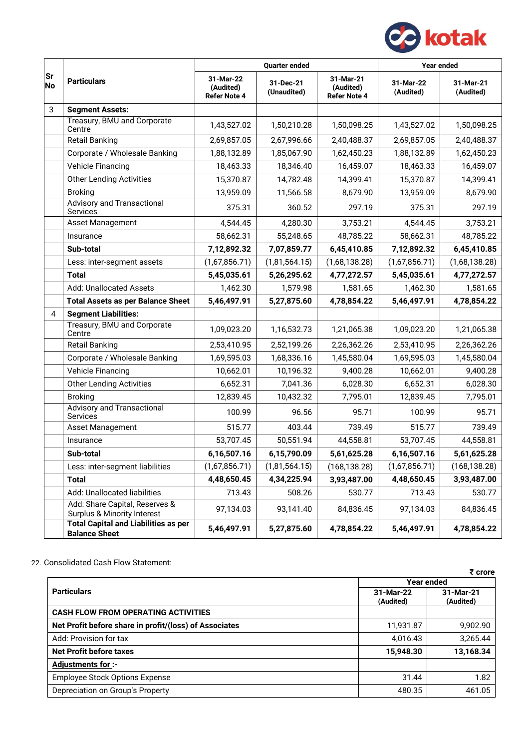| Sr No | Particulars | Quarter ended | | | Year ended | |
|---|---|---|---|---|---|---|
| | | 31-Mar-22 (Audited) Refer Note 4 | 31-Dec-21 (Unaudited) | 31-Mar-21 (Audited) Refer Note 4 | 31-Mar-22 (Audited) | 31-Mar-21 (Audited) |
| 3 | **Segment Assets:** | | | | | |
| | Treasury, BMU and Corporate Centre | 1,43,527.02 | 1,50,210.28 | 1,50,098.25 | 1,43,527.02 | 1,50,098.25 |
| | Retail Banking | 2,69,857.05 | 2,67,996.66 | 2,40,488.37 | 2,69,857.05 | 2,40,488.37 |
| | Corporate / Wholesale Banking | 1,88,132.89 | 1,85,067.90 | 1,62,450.23 | 1,88,132.89 | 1,62,450.23 |
| | Vehicle Financing | 18,463.33 | 18,346.40 | 16,459.07 | 18,463.33 | 16,459.07 |
| | Other Lending Activities | 15,370.87 | 14,782.48 | 14,399.41 | 15,370.87 | 14,399.41 |
| | Broking | 13,959.09 | 11,566.58 | 8,679.90 | 13,959.09 | 8,679.90 |
| | Advisory and Transactional Services | 375.31 | 360.52 | 297.19 | 375.31 | 297.19 |
| | Asset Management | 4,544.45 | 4,280.30 | 3,753.21 | 4,544.45 | 3,753.21 |
| | Insurance | 58,662.31 | 55,248.65 | 48,785.22 | 58,662.31 | 48,785.22 |
| | **Sub-total** | **7,12,892.32** | **7,07,859.77** | **6,45,410.85** | **7,12,892.32** | **6,45,410.85** |
| | Less: inter-segment assets | (1,67,856.71) | (1,81,564.15) | (1,68,138.28) | (1,67,856.71) | (1,68,138.28) |
| | **Total** | **5,45,035.61** | **5,26,295.62** | **4,77,272.57** | **5,45,035.61** | **4,77,272.57** |
| | Add: Unallocated Assets | 1,462.30 | 1,579.98 | 1,581.65 | 1,462.30 | 1,581.65 |
| | **Total Assets as per Balance Sheet** | **5,46,497.91** | **5,27,875.60** | **4,78,854.22** | **5,46,497.91** | **4,78,854.22** |
| 4 | **Segment Liabilities:** | | | | | |
| | Treasury, BMU and Corporate Centre | 1,09,023.20 | 1,16,532.73 | 1,21,065.38 | 1,09,023.20 | 1,21,065.38 |
| | Retail Banking | 2,53,410.95 | 2,52,199.26 | 2,26,362.26 | 2,53,410.95 | 2,26,362.26 |
| | Corporate / Wholesale Banking | 1,69,595.03 | 1,68,336.16 | 1,45,580.04 | 1,69,595.03 | 1,45,580.04 |
| | Vehicle Financing | 10,662.01 | 10,196.32 | 9,400.28 | 10,662.01 | 9,400.28 |
| | Other Lending Activities | 6,652.31 | 7,041.36 | 6,028.30 | 6,652.31 | 6,028.30 |
| | Broking | 12,839.45 | 10,432.32 | 7,795.01 | 12,839.45 | 7,795.01 |
| | Advisory and Transactional Services | 100.99 | 96.56 | 95.71 | 100.99 | 95.71 |
| | Asset Management | 515.77 | 403.44 | 739.49 | 515.77 | 739.49 |
| | Insurance | 53,707.45 | 50,551.94 | 44,558.81 | 53,707.45 | 44,558.81 |
| | **Sub-total** | **6,16,507.16** | **6,15,790.09** | **5,61,625.28** | **6,16,507.16** | **5,61,625.28** |
| | Less: inter-segment liabilities | (1,67,856.71) | (1,81,564.15) | (168,138.28) | (1,67,856.71) | (168,138.28) |
| | **Total** | **4,48,650.45** | **4,34,225.94** | **3,93,487.00** | **4,48,650.45** | **3,93,487.00** |
| | Add: Unallocated liabilities | 713.43 | 508.26 | 530.77 | 713.43 | 530.77 |
| | Add: Share Capital, Reserves & Surplus & Minority Interest | 97,134.03 | 93,141.40 | 84,836.45 | 97,134.03 | 84,836.45 |
| | **Total Capital and Liabilities as per Balance Sheet** | **5,46,497.91** | **5,27,875.60** | **4,78,854.22** | **5,46,497.91** | **4,78,854.22** |

22. Consolidated Cash Flow Statement:

₹ crore

| Particulars | Year ended | |
|---|---|---|
| | 31-Mar-22 (Audited) | 31-Mar-21 (Audited) |
| **CASH FLOW FROM OPERATING ACTIVITIES** | | |
| **Net Profit before share in profit/(loss) of Associates** | 11,931.87 | 9,902.90 |
| Add: Provision for tax | 4,016.43 | 3,265.44 |
| **Net Profit before taxes** | **15,948.30** | **13,168.34** |
| **Adjustments for :-** | | |
| Employee Stock Options Expense | 31.44 | 1.82 |
| Depreciation on Group's Property | 480.35 | 461.05 |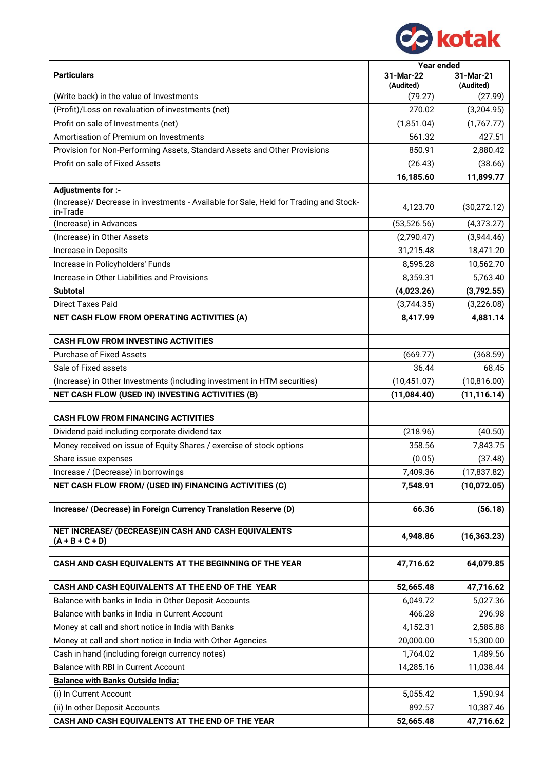| Particulars | Year ended | |
|---|---|---|
| | 31-Mar-22 (Audited) | 31-Mar-21 (Audited) |
| (Write back) in the value of Investments | (79.27) | (27.99) |
| (Profit)/Loss on revaluation of investments (net) | 270.02 | (3,204.95) |
| Profit on sale of Investments (net) | (1,851.04) | (1,767.77) |
| Amortisation of Premium on Investments | 561.32 | 427.51 |
| Provision for Non-Performing Assets, Standard Assets and Other Provisions | 850.91 | 2,880.42 |
| Profit on sale of Fixed Assets | (26.43) | (38.66) |
| | **16,185.60** | **11,899.77** |
| **Adjustments for :-** | | |
| (Increase)/ Decrease in investments - Available for Sale, Held for Trading and Stock-in-Trade | 4,123.70 | (30,272.12) |
| (Increase) in Advances | (53,526.56) | (4,373.27) |
| (Increase) in Other Assets | (2,790.47) | (3,944.46) |
| Increase in Deposits | 31,215.48 | 18,471.20 |
| Increase in Policyholders' Funds | 8,595.28 | 10,562.70 |
| Increase in Other Liabilities and Provisions | 8,359.31 | 5,763.40 |
| **Subtotal** | **(4,023.26)** | **(3,792.55)** |
| Direct Taxes Paid | (3,744.35) | (3,226.08) |
| **NET CASH FLOW FROM OPERATING ACTIVITIES (A)** | **8,417.99** | **4,881.14** |
| | | |
| **CASH FLOW FROM INVESTING ACTIVITIES** | | |
| Purchase of Fixed Assets | (669.77) | (368.59) |
| Sale of Fixed assets | 36.44 | 68.45 |
| (Increase) in Other Investments (including investment in HTM securities) | (10,451.07) | (10,816.00) |
| **NET CASH FLOW (USED IN) INVESTING ACTIVITIES (B)** | **(11,084.40)** | **(11,116.14)** |
| | | |
| **CASH FLOW FROM FINANCING ACTIVITIES** | | |
| Dividend paid including corporate dividend tax | (218.96) | (40.50) |
| Money received on issue of Equity Shares / exercise of stock options | 358.56 | 7,843.75 |
| Share issue expenses | (0.05) | (37.48) |
| Increase / (Decrease) in borrowings | 7,409.36 | (17,837.82) |
| **NET CASH FLOW FROM/ (USED IN) FINANCING ACTIVITIES (C)** | **7,548.91** | **(10,072.05)** |
| | | |
| **Increase/ (Decrease) in Foreign Currency Translation Reserve (D)** | **66.36** | **(56.18)** |
| | | |
| **NET INCREASE/ (DECREASE)IN CASH AND CASH EQUIVALENTS (A + B + C + D)** | **4,948.86** | **(16,363.23)** |
| | | |
| **CASH AND CASH EQUIVALENTS AT THE BEGINNING OF THE YEAR** | **47,716.62** | **64,079.85** |
| | | |
| **CASH AND CASH EQUIVALENTS AT THE END OF THE YEAR** | **52,665.48** | **47,716.62** |
| Balance with banks in India in Other Deposit Accounts | 6,049.72 | 5,027.36 |
| Balance with banks in India in Current Account | 466.28 | 296.98 |
| Money at call and short notice in India with Banks | 4,152.31 | 2,585.88 |
| Money at call and short notice in India with Other Agencies | 20,000.00 | 15,300.00 |
| Cash in hand (including foreign currency notes) | 1,764.02 | 1,489.56 |
| Balance with RBI in Current Account | 14,285.16 | 11,038.44 |
| **Balance with Banks Outside India:** | | |
| (i) In Current Account | 5,055.42 | 1,590.94 |
| (ii) In other Deposit Accounts | 892.57 | 10,387.46 |
| **CASH AND CASH EQUIVALENTS AT THE END OF THE YEAR** | **52,665.48** | **47,716.62** |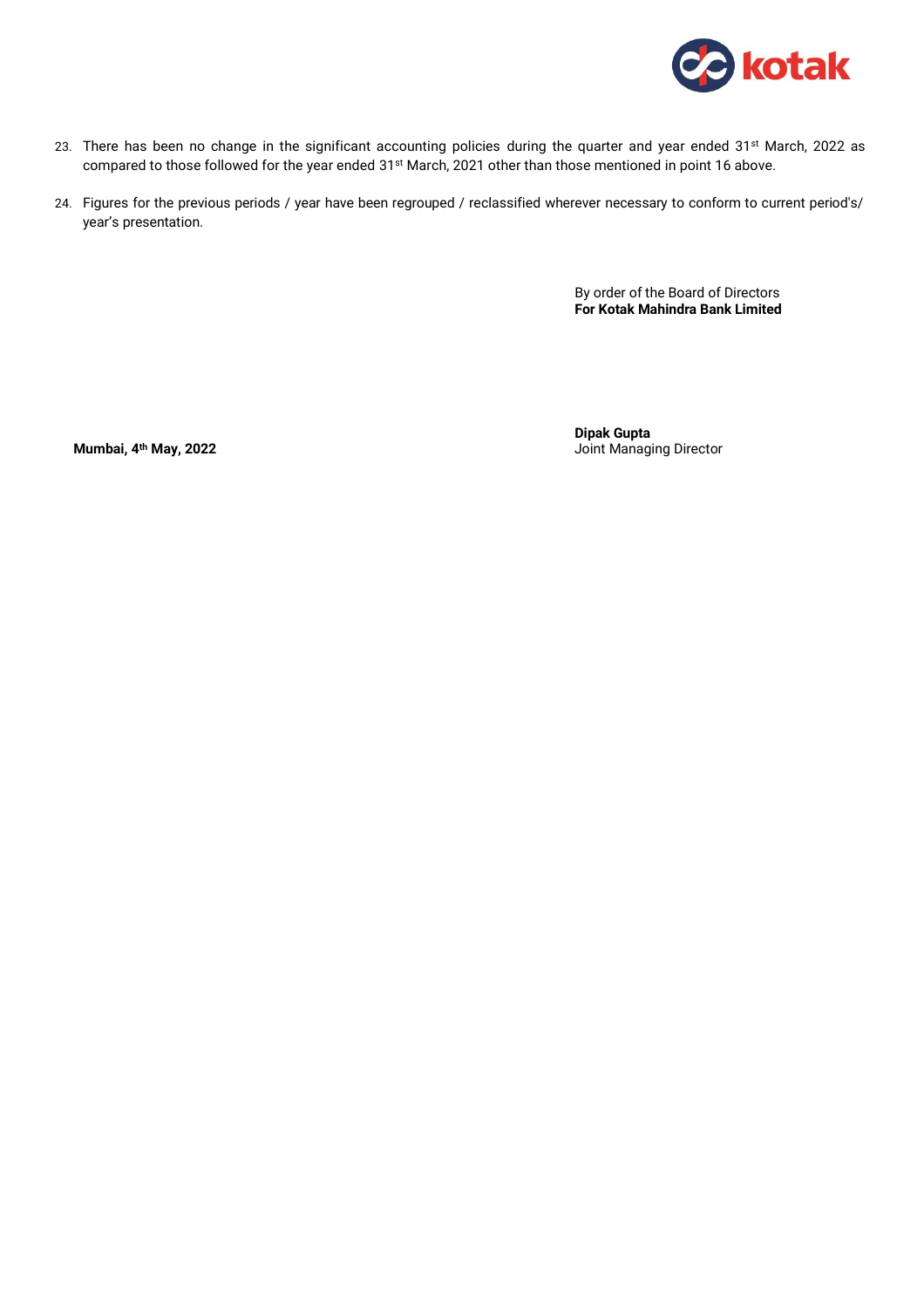23. There has been no change in the significant accounting policies during the quarter and year ended 31st March, 2022 as compared to those followed for the year ended 31st March, 2021 other than those mentioned in point 16 above.

24. Figures for the previous periods / year have been regrouped / reclassified wherever necessary to conform to current period's/ year's presentation.

By order of the Board of Directors
**For Kotak Mahindra Bank Limited**

**Dipak Gupta**
Joint Managing Director

**Mumbai, 4th May, 2022**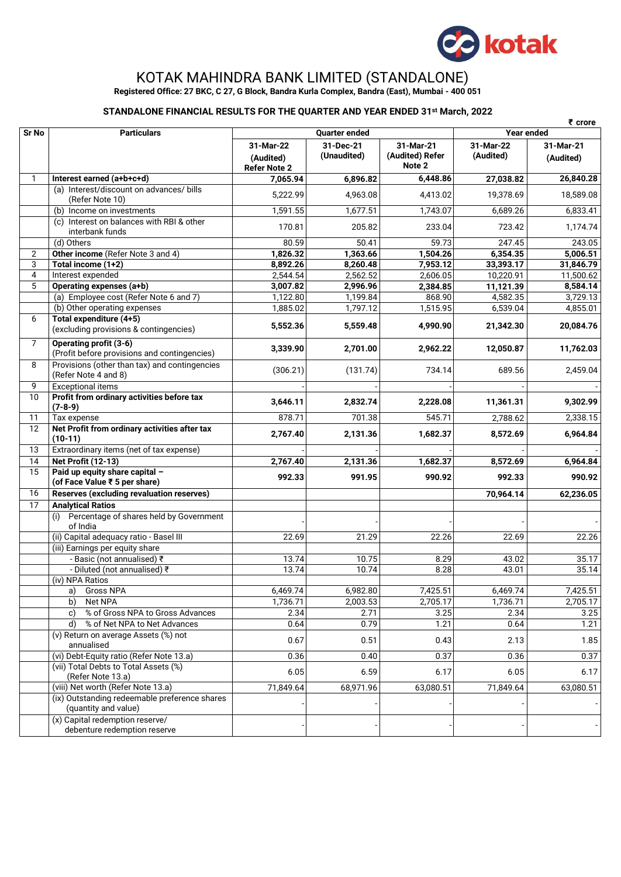# KOTAK MAHINDRA BANK LIMITED (STANDALONE)

**Registered Office: 27 BKC, C 27, G Block, Bandra Kurla Complex, Bandra (East), Mumbai - 400 051**

## STANDALONE FINANCIAL RESULTS FOR THE QUARTER AND YEAR ENDED 31st March, 2022

₹ crore

| Sr No | Particulars | Quarter ended | | | Year ended | |
|---|---|---|---|---|---|---|
| | | 31-Mar-22 (Audited) Refer Note 2 | 31-Dec-21 (Unaudited) | 31-Mar-21 (Audited) Refer Note 2 | 31-Mar-22 (Audited) | 31-Mar-21 (Audited) |
| 1 | **Interest earned (a+b+c+d)** | **7,065.94** | **6,896.82** | **6,448.86** | **27,038.82** | **26,840.28** |
| | (a) Interest/discount on advances/ bills (Refer Note 10) | 5,222.99 | 4,963.08 | 4,413.02 | 19,378.69 | 18,589.08 |
| | (b) Income on investments | 1,591.55 | 1,677.51 | 1,743.07 | 6,689.26 | 6,833.41 |
| | (c) Interest on balances with RBI & other interbank funds | 170.81 | 205.82 | 233.04 | 723.42 | 1,174.74 |
| | (d) Others | 80.59 | 50.41 | 59.73 | 247.45 | 243.05 |
| 2 | **Other income** (Refer Note 3 and 4) | **1,826.32** | **1,363.66** | **1,504.26** | **6,354.35** | **5,006.51** |
| 3 | **Total income (1+2)** | **8,892.26** | **8,260.48** | **7,953.12** | **33,393.17** | **31,846.79** |
| 4 | Interest expended | 2,544.54 | 2,562.52 | 2,606.05 | 10,220.91 | 11,500.62 |
| 5 | **Operating expenses (a+b)** | **3,007.82** | **2,996.96** | **2,384.85** | **11,121.39** | **8,584.14** |
| | (a) Employee cost (Refer Note 6 and 7) | 1,122.80 | 1,199.84 | 868.90 | 4,582.35 | 3,729.13 |
| | (b) Other operating expenses | 1,885.02 | 1,797.12 | 1,515.95 | 6,539.04 | 4,855.01 |
| 6 | **Total expenditure (4+5)** (excluding provisions & contingencies) | **5,552.36** | **5,559.48** | **4,990.90** | **21,342.30** | **20,084.76** |
| 7 | **Operating profit (3-6)** (Profit before provisions and contingencies) | **3,339.90** | **2,701.00** | **2,962.22** | **12,050.87** | **11,762.03** |
| 8 | Provisions (other than tax) and contingencies (Refer Note 4 and 8) | (306.21) | (131.74) | 734.14 | 689.56 | 2,459.04 |
| 9 | Exceptional items | - | - | - | - | - |
| 10 | **Profit from ordinary activities before tax (7-8-9)** | **3,646.11** | **2,832.74** | **2,228.08** | **11,361.31** | **9,302.99** |
| 11 | Tax expense | 878.71 | 701.38 | 545.71 | 2,788.62 | 2,338.15 |
| 12 | **Net Profit from ordinary activities after tax (10-11)** | **2,767.40** | **2,131.36** | **1,682.37** | **8,572.69** | **6,964.84** |
| 13 | Extraordinary items (net of tax expense) | - | - | - | - | - |
| 14 | **Net Profit (12-13)** | **2,767.40** | **2,131.36** | **1,682.37** | **8,572.69** | **6,964.84** |
| 15 | **Paid up equity share capital – (of Face Value ₹ 5 per share)** | **992.33** | **991.95** | **990.92** | **992.33** | **990.92** |
| 16 | **Reserves (excluding revaluation reserves)** | | | | **70,964.14** | **62,236.05** |
| 17 | **Analytical Ratios** | | | | | |
| | (i) Percentage of shares held by Government of India | - | - | - | - | - |
| | (ii) Capital adequacy ratio - Basel III | 22.69 | 21.29 | 22.26 | 22.69 | 22.26 |
| | (iii) Earnings per equity share | | | | | |
| | - Basic (not annualised) ₹ | 13.74 | 10.75 | 8.29 | 43.02 | 35.17 |
| | - Diluted (not annualised) ₹ | 13.74 | 10.74 | 8.28 | 43.01 | 35.14 |
| | (iv) NPA Ratios | | | | | |
| | a) Gross NPA | 6,469.74 | 6,982.80 | 7,425.51 | 6,469.74 | 7,425.51 |
| | b) Net NPA | 1,736.71 | 2,003.53 | 2,705.17 | 1,736.71 | 2,705.17 |
| | c) % of Gross NPA to Gross Advances | 2.34 | 2.71 | 3.25 | 2.34 | 3.25 |
| | d) % of Net NPA to Net Advances | 0.64 | 0.79 | 1.21 | 0.64 | 1.21 |
| | (v) Return on average Assets (%) not annualised | 0.67 | 0.51 | 0.43 | 2.13 | 1.85 |
| | (vi) Debt-Equity ratio (Refer Note 13.a) | 0.36 | 0.40 | 0.37 | 0.36 | 0.37 |
| | (vii) Total Debts to Total Assets (%) (Refer Note 13.a) | 6.05 | 6.59 | 6.17 | 6.05 | 6.17 |
| | (viii) Net worth (Refer Note 13.a) | 71,849.64 | 68,971.96 | 63,080.51 | 71,849.64 | 63,080.51 |
| | (ix) Outstanding redeemable preference shares (quantity and value) | - | - | - | - | - |
| | (x) Capital redemption reserve/ debenture redemption reserve | - | - | - | - | - |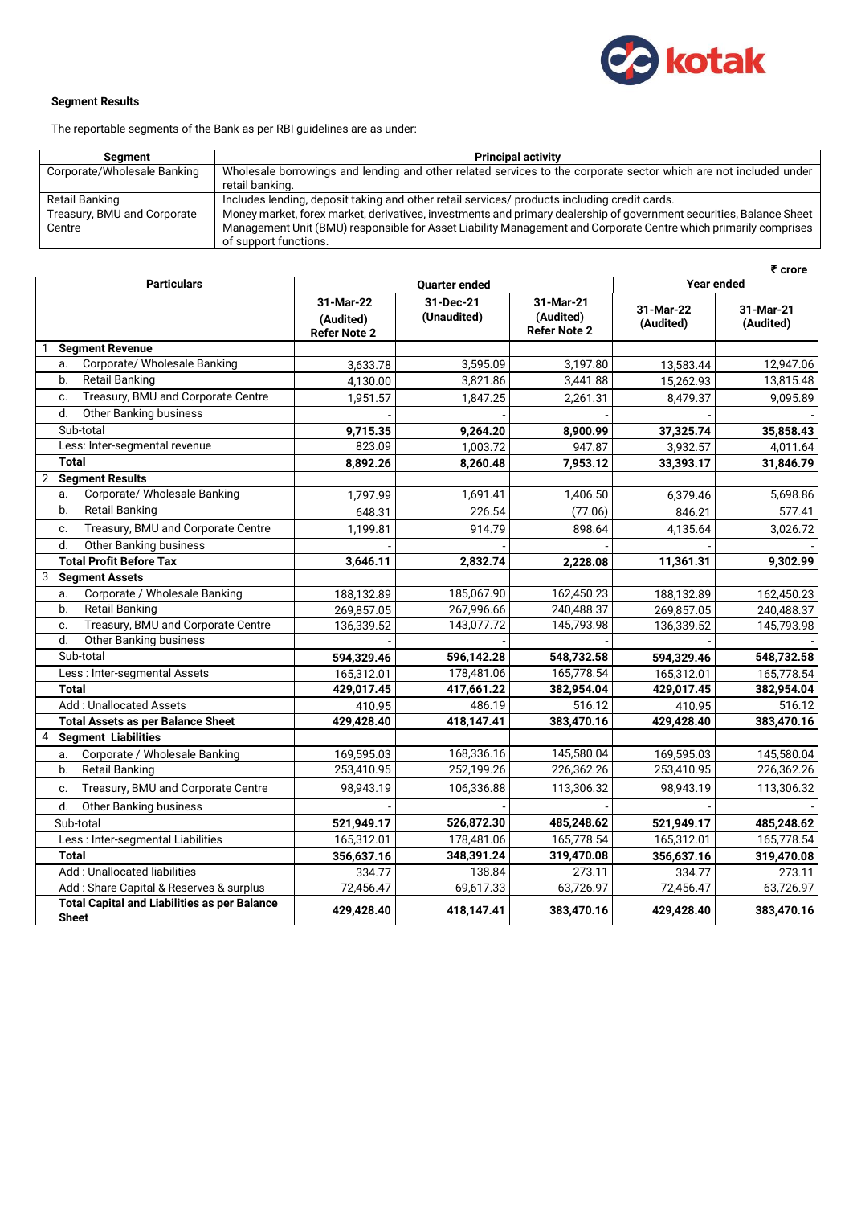**Segment Results**

The reportable segments of the Bank as per RBI guidelines are as under:

| Segment | Principal activity |
|---|---|
| Corporate/Wholesale Banking | Wholesale borrowings and lending and other related services to the corporate sector which are not included under retail banking. |
| Retail Banking | Includes lending, deposit taking and other retail services/ products including credit cards. |
| Treasury, BMU and Corporate Centre | Money market, forex market, derivatives, investments and primary dealership of government securities, Balance Sheet Management Unit (BMU) responsible for Asset Liability Management and Corporate Centre which primarily comprises of support functions. |

₹ crore

| | Particulars | Quarter ended | | | Year ended | |
|---|---|---|---|---|---|---|
| | | 31-Mar-22 (Audited) Refer Note 2 | 31-Dec-21 (Unaudited) | 31-Mar-21 (Audited) Refer Note 2 | 31-Mar-22 (Audited) | 31-Mar-21 (Audited) |
| 1 | **Segment Revenue** | | | | | |
| | a. Corporate/ Wholesale Banking | 3,633.78 | 3,595.09 | 3,197.80 | 13,583.44 | 12,947.06 |
| | b. Retail Banking | 4,130.00 | 3,821.86 | 3,441.88 | 15,262.93 | 13,815.48 |
| | c. Treasury, BMU and Corporate Centre | 1,951.57 | 1,847.25 | 2,261.31 | 8,479.37 | 9,095.89 |
| | d. Other Banking business | - | - | - | - | - |
| | Sub-total | **9,715.35** | **9,264.20** | **8,900.99** | **37,325.74** | **35,858.43** |
| | Less: Inter-segmental revenue | 823.09 | 1,003.72 | 947.87 | 3,932.57 | 4,011.64 |
| | **Total** | **8,892.26** | **8,260.48** | **7,953.12** | **33,393.17** | **31,846.79** |
| 2 | **Segment Results** | | | | | |
| | a. Corporate/ Wholesale Banking | 1,797.99 | 1,691.41 | 1,406.50 | 6,379.46 | 5,698.86 |
| | b. Retail Banking | 648.31 | 226.54 | (77.06) | 846.21 | 577.41 |
| | c. Treasury, BMU and Corporate Centre | 1,199.81 | 914.79 | 898.64 | 4,135.64 | 3,026.72 |
| | d. Other Banking business | - | - | - | - | - |
| | **Total Profit Before Tax** | **3,646.11** | **2,832.74** | **2,228.08** | **11,361.31** | **9,302.99** |
| 3 | **Segment Assets** | | | | | |
| | a. Corporate / Wholesale Banking | 188,132.89 | 185,067.90 | 162,450.23 | 188,132.89 | 162,450.23 |
| | b. Retail Banking | 269,857.05 | 267,996.66 | 240,488.37 | 269,857.05 | 240,488.37 |
| | c. Treasury, BMU and Corporate Centre | 136,339.52 | 143,077.72 | 145,793.98 | 136,339.52 | 145,793.98 |
| | d. Other Banking business | - | - | - | - | - |
| | Sub-total | **594,329.46** | **596,142.28** | **548,732.58** | **594,329.46** | **548,732.58** |
| | Less : Inter-segmental Assets | 165,312.01 | 178,481.06 | 165,778.54 | 165,312.01 | 165,778.54 |
| | **Total** | **429,017.45** | **417,661.22** | **382,954.04** | **429,017.45** | **382,954.04** |
| | Add : Unallocated Assets | 410.95 | 486.19 | 516.12 | 410.95 | 516.12 |
| | **Total Assets as per Balance Sheet** | **429,428.40** | **418,147.41** | **383,470.16** | **429,428.40** | **383,470.16** |
| 4 | **Segment Liabilities** | | | | | |
| | a. Corporate / Wholesale Banking | 169,595.03 | 168,336.16 | 145,580.04 | 169,595.03 | 145,580.04 |
| | b. Retail Banking | 253,410.95 | 252,199.26 | 226,362.26 | 253,410.95 | 226,362.26 |
| | c. Treasury, BMU and Corporate Centre | 98,943.19 | 106,336.88 | 113,306.32 | 98,943.19 | 113,306.32 |
| | d. Other Banking business | - | - | - | - | - |
| | Sub-total | **521,949.17** | **526,872.30** | **485,248.62** | **521,949.17** | **485,248.62** |
| | Less : Inter-segmental Liabilities | 165,312.01 | 178,481.06 | 165,778.54 | 165,312.01 | 165,778.54 |
| | **Total** | **356,637.16** | **348,391.24** | **319,470.08** | **356,637.16** | **319,470.08** |
| | Add : Unallocated liabilities | 334.77 | 138.84 | 273.11 | 334.77 | 273.11 |
| | Add : Share Capital & Reserves & surplus | 72,456.47 | 69,617.33 | 63,726.97 | 72,456.47 | 63,726.97 |
| | **Total Capital and Liabilities as per Balance Sheet** | **429,428.40** | **418,147.41** | **383,470.16** | **429,428.40** | **383,470.16** |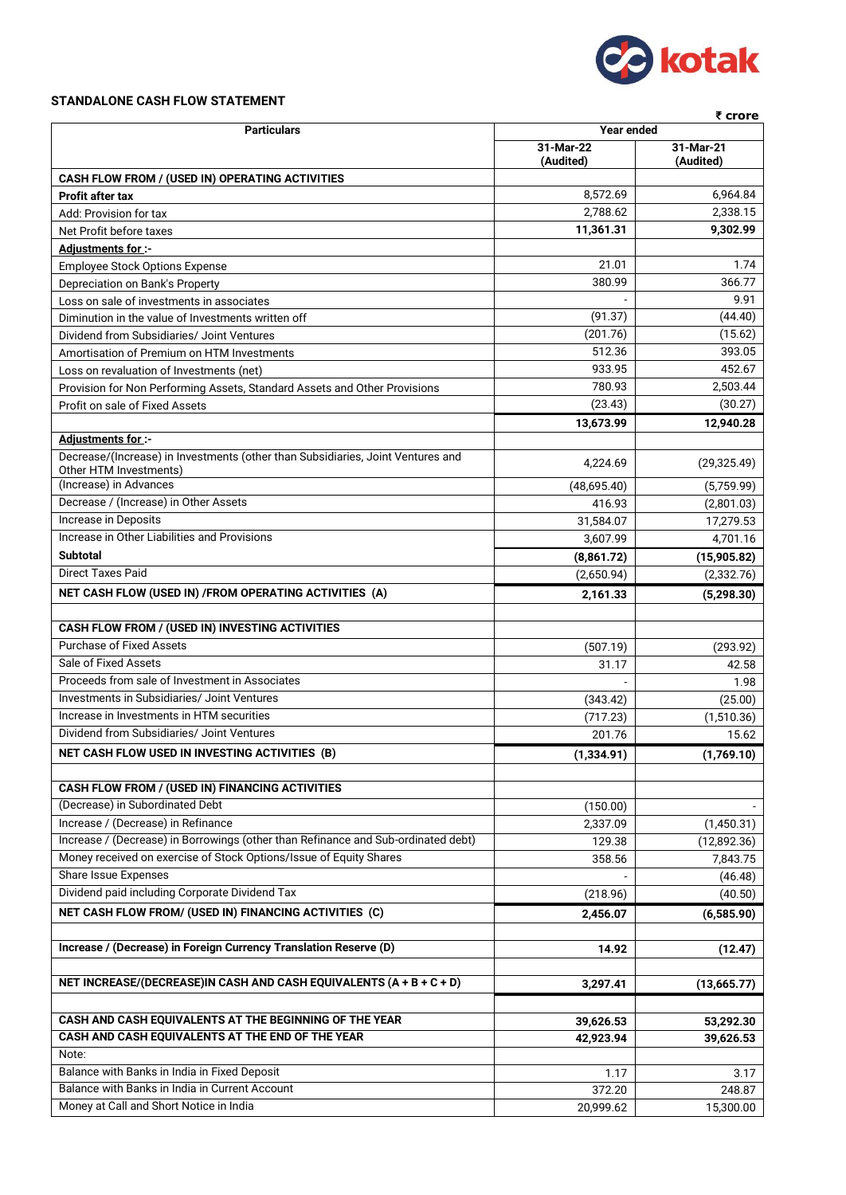## STANDALONE CASH FLOW STATEMENT

₹ crore

| Particulars | Year ended | |
|---|---|---|
| | 31-Mar-22 (Audited) | 31-Mar-21 (Audited) |
| **CASH FLOW FROM / (USED IN) OPERATING ACTIVITIES** | | |
| **Profit after tax** | 8,572.69 | 6,964.84 |
| Add: Provision for tax | 2,788.62 | 2,338.15 |
| Net Profit before taxes | **11,361.31** | **9,302.99** |
| **Adjustments for :-** | | |
| Employee Stock Options Expense | 21.01 | 1.74 |
| Depreciation on Bank's Property | 380.99 | 366.77 |
| Loss on sale of investments in associates | - | 9.91 |
| Diminution in the value of Investments written off | (91.37) | (44.40) |
| Dividend from Subsidiaries/ Joint Ventures | (201.76) | (15.62) |
| Amortisation of Premium on HTM Investments | 512.36 | 393.05 |
| Loss on revaluation of Investments (net) | 933.95 | 452.67 |
| Provision for Non Performing Assets, Standard Assets and Other Provisions | 780.93 | 2,503.44 |
| Profit on sale of Fixed Assets | (23.43) | (30.27) |
| | **13,673.99** | **12,940.28** |
| **Adjustments for :-** | | |
| Decrease/(Increase) in Investments (other than Subsidiaries, Joint Ventures and Other HTM Investments) | 4,224.69 | (29,325.49) |
| (Increase) in Advances | (48,695.40) | (5,759.99) |
| Decrease / (Increase) in Other Assets | 416.93 | (2,801.03) |
| Increase in Deposits | 31,584.07 | 17,279.53 |
| Increase in Other Liabilities and Provisions | 3,607.99 | 4,701.16 |
| **Subtotal** | **(8,861.72)** | **(15,905.82)** |
| Direct Taxes Paid | (2,650.94) | (2,332.76) |
| **NET CASH FLOW (USED IN) /FROM OPERATING ACTIVITIES (A)** | **2,161.33** | **(5,298.30)** |
| | | |
| **CASH FLOW FROM / (USED IN) INVESTING ACTIVITIES** | | |
| Purchase of Fixed Assets | (507.19) | (293.92) |
| Sale of Fixed Assets | 31.17 | 42.58 |
| Proceeds from sale of Investment in Associates | - | 1.98 |
| Investments in Subsidiaries/ Joint Ventures | (343.42) | (25.00) |
| Increase in Investments in HTM securities | (717.23) | (1,510.36) |
| Dividend from Subsidiaries/ Joint Ventures | 201.76 | 15.62 |
| **NET CASH FLOW USED IN INVESTING ACTIVITIES (B)** | **(1,334.91)** | **(1,769.10)** |
| | | |
| **CASH FLOW FROM / (USED IN) FINANCING ACTIVITIES** | | |
| (Decrease) in Subordinated Debt | (150.00) | - |
| Increase / (Decrease) in Refinance | 2,337.09 | (1,450.31) |
| Increase / (Decrease) in Borrowings (other than Refinance and Sub-ordinated debt) | 129.38 | (12,892.36) |
| Money received on exercise of Stock Options/Issue of Equity Shares | 358.56 | 7,843.75 |
| Share Issue Expenses | - | (46.48) |
| Dividend paid including Corporate Dividend Tax | (218.96) | (40.50) |
| **NET CASH FLOW FROM/ (USED IN) FINANCING ACTIVITIES (C)** | **2,456.07** | **(6,585.90)** |
| | | |
| **Increase / (Decrease) in Foreign Currency Translation Reserve (D)** | **14.92** | **(12.47)** |
| | | |
| **NET INCREASE/(DECREASE)IN CASH AND CASH EQUIVALENTS (A + B + C + D)** | **3,297.41** | **(13,665.77)** |
| | | |
| **CASH AND CASH EQUIVALENTS AT THE BEGINNING OF THE YEAR** | **39,626.53** | **53,292.30** |
| **CASH AND CASH EQUIVALENTS AT THE END OF THE YEAR** | **42,923.94** | **39,626.53** |
| Note: | | |
| Balance with Banks in India in Fixed Deposit | 1.17 | 3.17 |
| Balance with Banks in India in Current Account | 372.20 | 248.87 |
| Money at Call and Short Notice in India | 20,999.62 | 15,300.00 |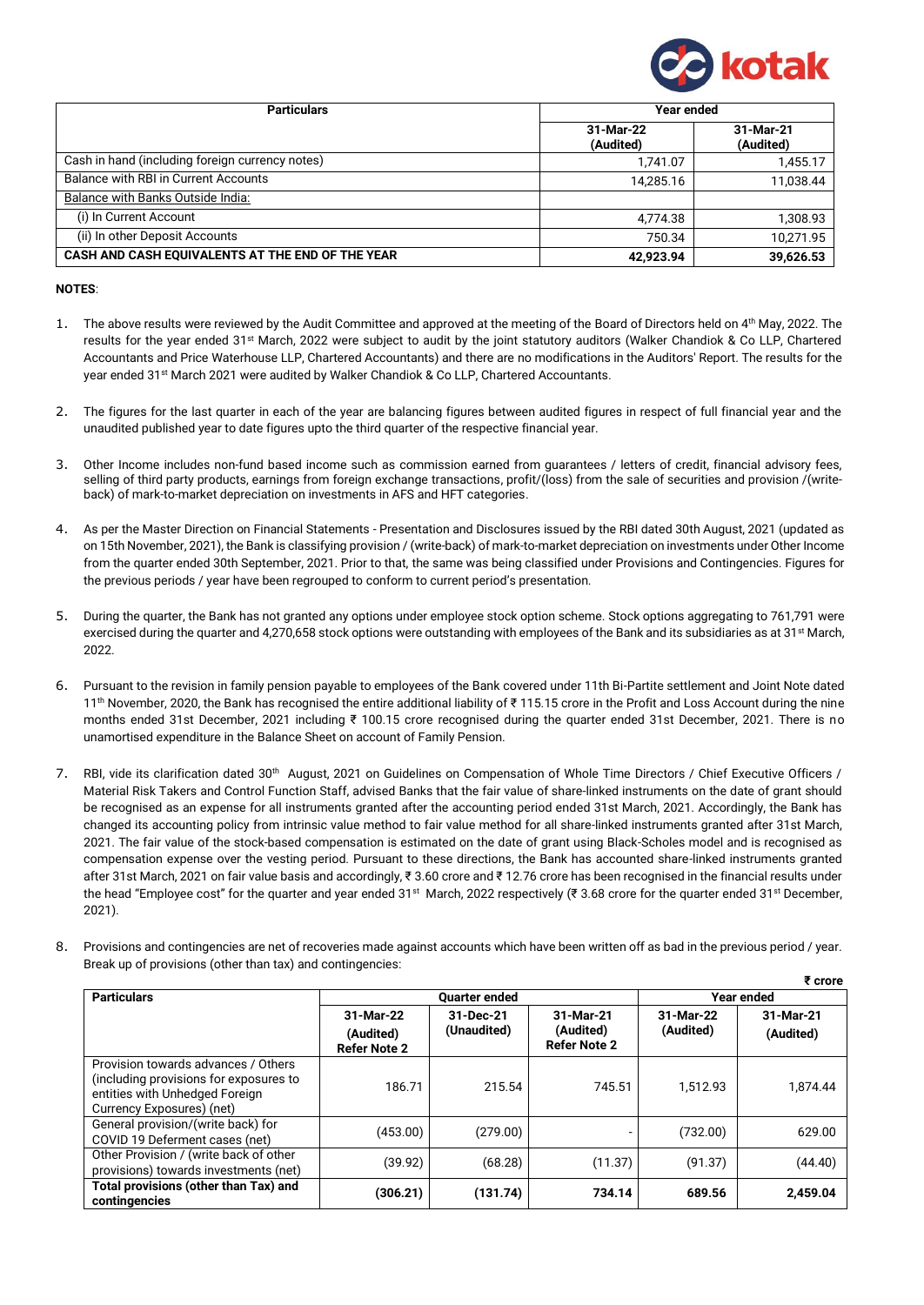| Particulars | Year ended | |
|---|---|---|
| | 31-Mar-22 (Audited) | 31-Mar-21 (Audited) |
| Cash in hand (including foreign currency notes) | 1,741.07 | 1,455.17 |
| Balance with RBI in Current Accounts | 14,285.16 | 11,038.44 |
| Balance with Banks Outside India: | | |
| (i) In Current Account | 4,774.38 | 1,308.93 |
| (ii) In other Deposit Accounts | 750.34 | 10,271.95 |
| **CASH AND CASH EQUIVALENTS AT THE END OF THE YEAR** | **42,923.94** | **39,626.53** |

**NOTES**:

1. The above results were reviewed by the Audit Committee and approved at the meeting of the Board of Directors held on 4th May, 2022. The results for the year ended 31st March, 2022 were subject to audit by the joint statutory auditors (Walker Chandiok & Co LLP, Chartered Accountants and Price Waterhouse LLP, Chartered Accountants) and there are no modifications in the Auditors' Report. The results for the year ended 31st March 2021 were audited by Walker Chandiok & Co LLP, Chartered Accountants.

2. The figures for the last quarter in each of the year are balancing figures between audited figures in respect of full financial year and the unaudited published year to date figures upto the third quarter of the respective financial year.

3. Other Income includes non-fund based income such as commission earned from guarantees / letters of credit, financial advisory fees, selling of third party products, earnings from foreign exchange transactions, profit/(loss) from the sale of securities and provision /(write-back) of mark-to-market depreciation on investments in AFS and HFT categories.

4. As per the Master Direction on Financial Statements - Presentation and Disclosures issued by the RBI dated 30th August, 2021 (updated as on 15th November, 2021), the Bank is classifying provision / (write-back) of mark-to-market depreciation on investments under Other Income from the quarter ended 30th September, 2021. Prior to that, the same was being classified under Provisions and Contingencies. Figures for the previous periods / year have been regrouped to conform to current period's presentation.

5. During the quarter, the Bank has not granted any options under employee stock option scheme. Stock options aggregating to 761,791 were exercised during the quarter and 4,270,658 stock options were outstanding with employees of the Bank and its subsidiaries as at 31st March, 2022.

6. Pursuant to the revision in family pension payable to employees of the Bank covered under 11th Bi-Partite settlement and Joint Note dated 11th November, 2020, the Bank has recognised the entire additional liability of ₹ 115.15 crore in the Profit and Loss Account during the nine months ended 31st December, 2021 including ₹ 100.15 crore recognised during the quarter ended 31st December, 2021. There is no unamortised expenditure in the Balance Sheet on account of Family Pension.

7. RBI, vide its clarification dated 30th August, 2021 on Guidelines on Compensation of Whole Time Directors / Chief Executive Officers / Material Risk Takers and Control Function Staff, advised Banks that the fair value of share-linked instruments on the date of grant should be recognised as an expense for all instruments granted after the accounting period ended 31st March, 2021. Accordingly, the Bank has changed its accounting policy from intrinsic value method to fair value method for all share-linked instruments granted after 31st March, 2021. The fair value of the stock-based compensation is estimated on the date of grant using Black-Scholes model and is recognised as compensation expense over the vesting period. Pursuant to these directions, the Bank has accounted share-linked instruments granted after 31st March, 2021 on fair value basis and accordingly, ₹ 3.60 crore and ₹ 12.76 crore has been recognised in the financial results under the head "Employee cost" for the quarter and year ended 31st March, 2022 respectively (₹ 3.68 crore for the quarter ended 31st December, 2021).

8. Provisions and contingencies are net of recoveries made against accounts which have been written off as bad in the previous period / year. Break up of provisions (other than tax) and contingencies:

₹ crore

| Particulars | Quarter ended | | | Year ended | |
|---|---|---|---|---|---|
| | 31-Mar-22 (Audited) Refer Note 2 | 31-Dec-21 (Unaudited) | 31-Mar-21 (Audited) Refer Note 2 | 31-Mar-22 (Audited) | 31-Mar-21 (Audited) |
| Provision towards advances / Others (including provisions for exposures to entities with Unhedged Foreign Currency Exposures) (net) | 186.71 | 215.54 | 745.51 | 1,512.93 | 1,874.44 |
| General provision/(write back) for COVID 19 Deferment cases (net) | (453.00) | (279.00) | - | (732.00) | 629.00 |
| Other Provision / (write back of other provisions) towards investments (net) | (39.92) | (68.28) | (11.37) | (91.37) | (44.40) |
| **Total provisions (other than Tax) and contingencies** | **(306.21)** | **(131.74)** | **734.14** | **689.56** | **2,459.04** |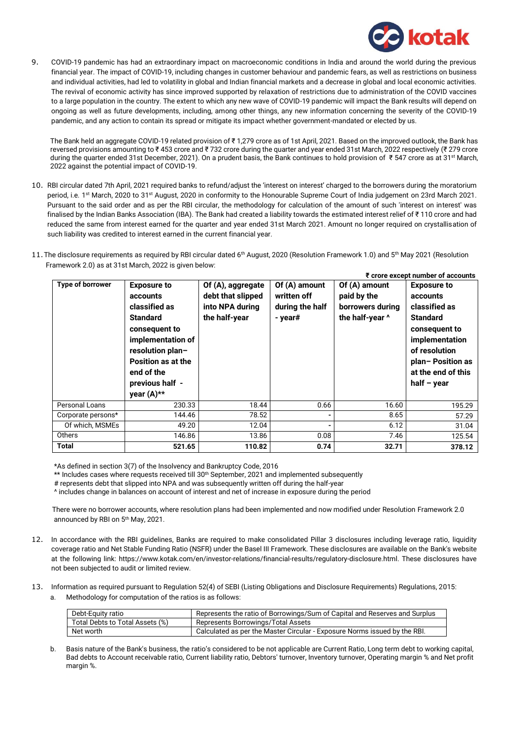9. COVID-19 pandemic has had an extraordinary impact on macroeconomic conditions in India and around the world during the previous financial year. The impact of COVID-19, including changes in customer behaviour and pandemic fears, as well as restrictions on business and individual activities, had led to volatility in global and Indian financial markets and a decrease in global and local economic activities. The revival of economic activity has since improved supported by relaxation of restrictions due to administration of the COVID vaccines to a large population in the country. The extent to which any new wave of COVID-19 pandemic will impact the Bank results will depend on ongoing as well as future developments, including, among other things, any new information concerning the severity of the COVID-19 pandemic, and any action to contain its spread or mitigate its impact whether government-mandated or elected by us.

   The Bank held an aggregate COVID-19 related provision of ₹ 1,279 crore as of 1st April, 2021. Based on the improved outlook, the Bank has reversed provisions amounting to ₹ 453 crore and ₹ 732 crore during the quarter and year ended 31st March, 2022 respectively (₹ 279 crore during the quarter ended 31st December, 2021). On a prudent basis, the Bank continues to hold provision of ₹ 547 crore as at 31st March, 2022 against the potential impact of COVID-19.

10. RBI circular dated 7th April, 2021 required banks to refund/adjust the 'interest on interest' charged to the borrowers during the moratorium period, i.e. 1st March, 2020 to 31st August, 2020 in conformity to the Honourable Supreme Court of India judgement on 23rd March 2021. Pursuant to the said order and as per the RBI circular, the methodology for calculation of the amount of such 'interest on interest' was finalised by the Indian Banks Association (IBA). The Bank had created a liability towards the estimated interest relief of ₹ 110 crore and had reduced the same from interest earned for the quarter and year ended 31st March 2021. Amount no longer required on crystallisation of such liability was credited to interest earned in the current financial year.

11. The disclosure requirements as required by RBI circular dated 6th August, 2020 (Resolution Framework 1.0) and 5th May 2021 (Resolution Framework 2.0) as at 31st March, 2022 is given below:

**₹ crore except number of accounts**

| Type of borrower | Exposure to accounts classified as Standard consequent to implementation of resolution plan– Position as at the end of the previous half - year (A)** | Of (A), aggregate debt that slipped into NPA during the half-year | Of (A) amount written off during the half - year# | Of (A) amount paid by the borrowers during the half-year ^ | Exposure to accounts classified as Standard consequent to implementation of resolution plan– Position as at the end of this half – year |
|---|---|---|---|---|---|
| Personal Loans | 230.33 | 18.44 | 0.66 | 16.60 | 195.29 |
| Corporate persons* | 144.46 | 78.52 | - | 8.65 | 57.29 |
| Of which, MSMEs | 49.20 | 12.04 | - | 6.12 | 31.04 |
| Others | 146.86 | 13.86 | 0.08 | 7.46 | 125.54 |
| **Total** | **521.65** | **110.82** | **0.74** | **32.71** | **378.12** |

*As defined in section 3(7) of the Insolvency and Bankruptcy Code, 2016

** Includes cases where requests received till 30th September, 2021 and implemented subsequently

# represents debt that slipped into NPA and was subsequently written off during the half-year

^ includes change in balances on account of interest and net of increase in exposure during the period

There were no borrower accounts, where resolution plans had been implemented and now modified under Resolution Framework 2.0 announced by RBI on 5th May, 2021.

12. In accordance with the RBI guidelines, Banks are required to make consolidated Pillar 3 disclosures including leverage ratio, liquidity coverage ratio and Net Stable Funding Ratio (NSFR) under the Basel III Framework. These disclosures are available on the Bank's website at the following link: https://www.kotak.com/en/investor-relations/financial-results/regulatory-disclosure.html. These disclosures have not been subjected to audit or limited review.

13. Information as required pursuant to Regulation 52(4) of SEBI (Listing Obligations and Disclosure Requirements) Regulations, 2015:

    a. Methodology for computation of the ratios is as follows:

| Debt-Equity ratio | Represents the ratio of Borrowings/Sum of Capital and Reserves and Surplus |
|---|---|
| Total Debts to Total Assets (%) | Represents Borrowings/Total Assets |
| Net worth | Calculated as per the Master Circular - Exposure Norms issued by the RBI. |

    b. Basis nature of the Bank's business, the ratio's considered to be not applicable are Current Ratio, Long term debt to working capital, Bad debts to Account receivable ratio, Current liability ratio, Debtors' turnover, Inventory turnover, Operating margin % and Net profit margin %.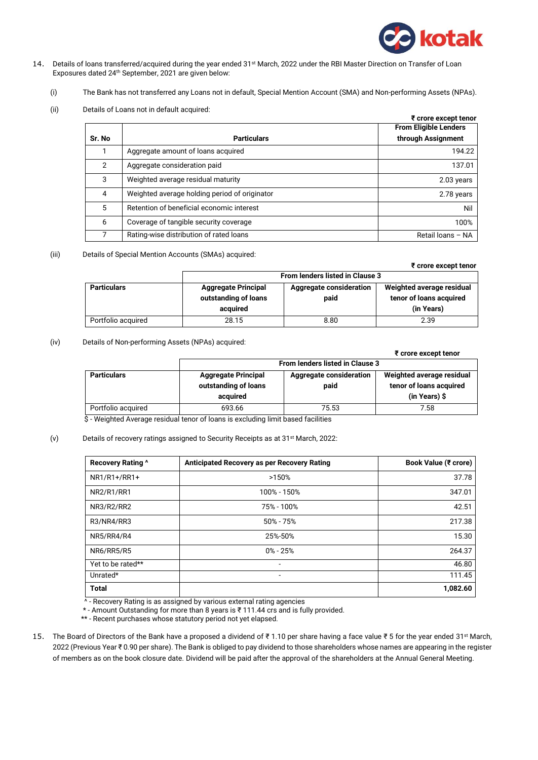14. Details of loans transferred/acquired during the year ended 31st March, 2022 under the RBI Master Direction on Transfer of Loan Exposures dated 24th September, 2021 are given below:

(i) The Bank has not transferred any Loans not in default, Special Mention Account (SMA) and Non-performing Assets (NPAs).

(ii) Details of Loans not in default acquired:

₹ crore except tenor

| Sr. No | Particulars | From Eligible Lenders through Assignment |
|---|---|---|
| 1 | Aggregate amount of loans acquired | 194.22 |
| 2 | Aggregate consideration paid | 137.01 |
| 3 | Weighted average residual maturity | 2.03 years |
| 4 | Weighted average holding period of originator | 2.78 years |
| 5 | Retention of beneficial economic interest | Nil |
| 6 | Coverage of tangible security coverage | 100% |
| 7 | Rating-wise distribution of rated loans | Retail loans – NA |

(iii) Details of Special Mention Accounts (SMAs) acquired:

₹ crore except tenor

| | From lenders listed in Clause 3 | | |
|---|---|---|---|
| **Particulars** | **Aggregate Principal outstanding of loans acquired** | **Aggregate consideration paid** | **Weighted average residual tenor of loans acquired (in Years)** |
| Portfolio acquired | 28.15 | 8.80 | 2.39 |

(iv) Details of Non-performing Assets (NPAs) acquired:

₹ crore except tenor

| | From lenders listed in Clause 3 | | |
|---|---|---|---|
| **Particulars** | **Aggregate Principal outstanding of loans acquired** | **Aggregate consideration paid** | **Weighted average residual tenor of loans acquired (in Years) $** |
| Portfolio acquired | 693.66 | 75.53 | 7.58 |

$ - Weighted Average residual tenor of loans is excluding limit based facilities

(v) Details of recovery ratings assigned to Security Receipts as at 31st March, 2022:

| Recovery Rating ^ | Anticipated Recovery as per Recovery Rating | Book Value (₹ crore) |
|---|---|---|
| NR1/R1+/RR1+ | >150% | 37.78 |
| NR2/R1/RR1 | 100% - 150% | 347.01 |
| NR3/R2/RR2 | 75% - 100% | 42.51 |
| R3/NR4/RR3 | 50% - 75% | 217.38 |
| NR5/RR4/R4 | 25%-50% | 15.30 |
| NR6/RR5/R5 | 0% - 25% | 264.37 |
| Yet to be rated** | - | 46.80 |
| Unrated* | - | 111.45 |
| **Total** | | **1,082.60** |

^ - Recovery Rating is as assigned by various external rating agencies

* - Amount Outstanding for more than 8 years is ₹ 111.44 crs and is fully provided.

** - Recent purchases whose statutory period not yet elapsed.

15. The Board of Directors of the Bank have a proposed a dividend of ₹ 1.10 per share having a face value ₹ 5 for the year ended 31st March, 2022 (Previous Year ₹ 0.90 per share). The Bank is obliged to pay dividend to those shareholders whose names are appearing in the register of members as on the book closure date. Dividend will be paid after the approval of the shareholders at the Annual General Meeting.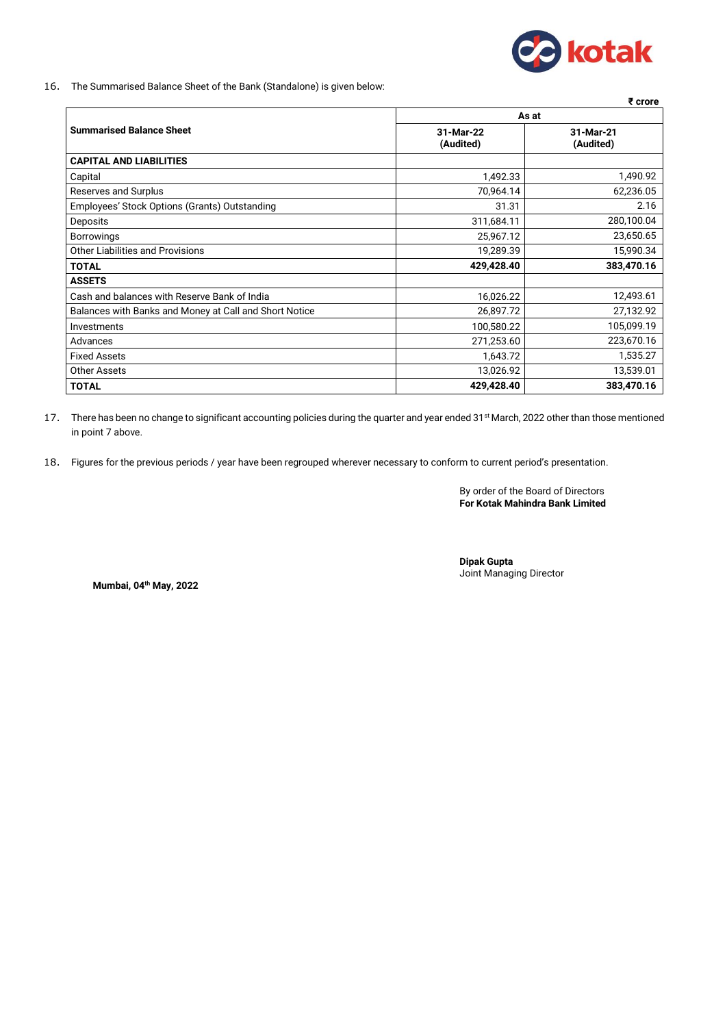16. The Summarised Balance Sheet of the Bank (Standalone) is given below:

₹ crore

| Summarised Balance Sheet | As at | |
|---|---|---|
| | 31-Mar-22 (Audited) | 31-Mar-21 (Audited) |
| **CAPITAL AND LIABILITIES** | | |
| Capital | 1,492.33 | 1,490.92 |
| Reserves and Surplus | 70,964.14 | 62,236.05 |
| Employees' Stock Options (Grants) Outstanding | 31.31 | 2.16 |
| Deposits | 311,684.11 | 280,100.04 |
| Borrowings | 25,967.12 | 23,650.65 |
| Other Liabilities and Provisions | 19,289.39 | 15,990.34 |
| **TOTAL** | **429,428.40** | **383,470.16** |
| **ASSETS** | | |
| Cash and balances with Reserve Bank of India | 16,026.22 | 12,493.61 |
| Balances with Banks and Money at Call and Short Notice | 26,897.72 | 27,132.92 |
| Investments | 100,580.22 | 105,099.19 |
| Advances | 271,253.60 | 223,670.16 |
| Fixed Assets | 1,643.72 | 1,535.27 |
| Other Assets | 13,026.92 | 13,539.01 |
| **TOTAL** | **429,428.40** | **383,470.16** |

17. There has been no change to significant accounting policies during the quarter and year ended 31st March, 2022 other than those mentioned in point 7 above.

18. Figures for the previous periods / year have been regrouped wherever necessary to conform to current period's presentation.

By order of the Board of Directors
**For Kotak Mahindra Bank Limited**

**Dipak Gupta**
Joint Managing Director

**Mumbai, 04th May, 2022**